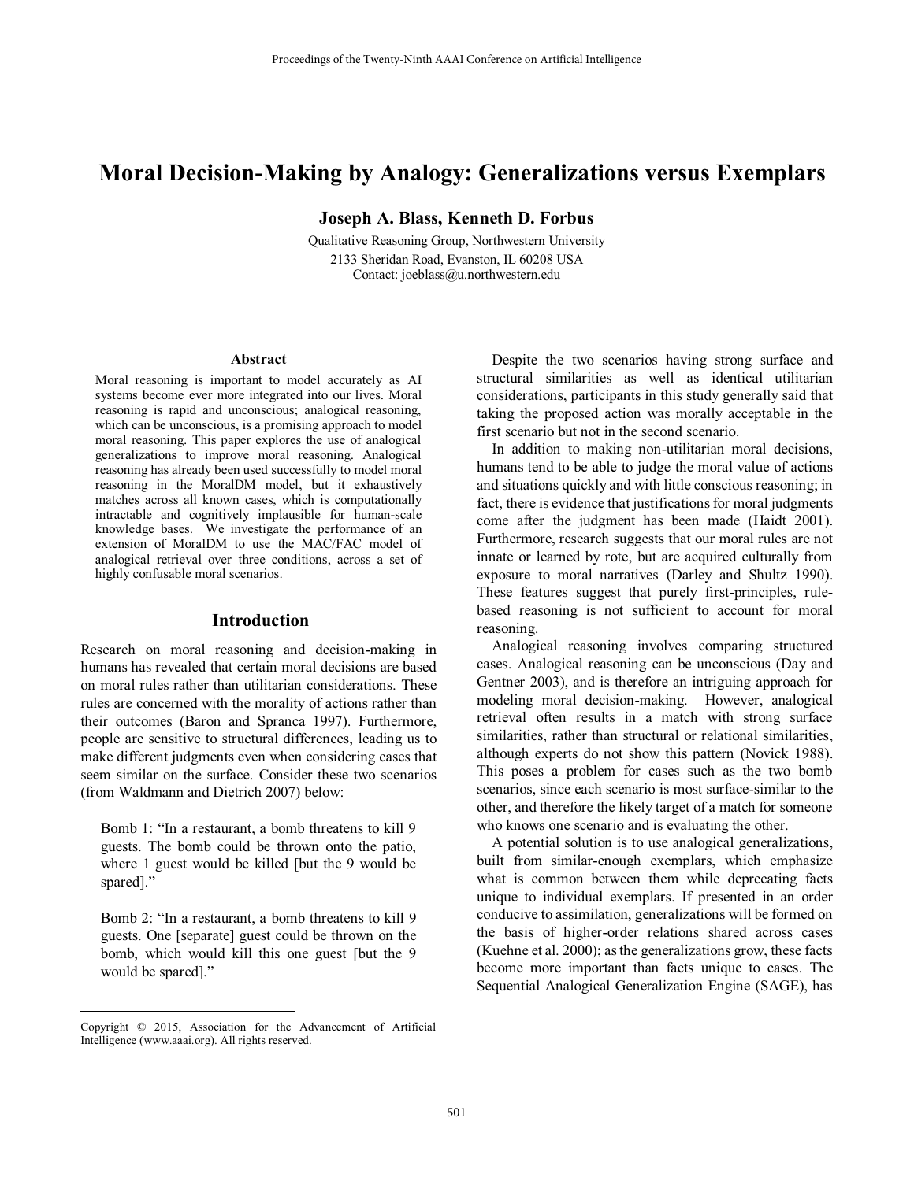# Moral Decision-Making by Analogy: Generalizations versus Exemplars

**Joseph A. Blass, Kenneth D. Forbus**

Qualitative Reasoning Group, Northwestern University
2133 Sheridan Road, Evanston, IL 60208 USA
Contact: joeblass@u.northwestern.edu

## Abstract

Moral reasoning is important to model accurately as AI systems become ever more integrated into our lives. Moral reasoning is rapid and unconscious; analogical reasoning, which can be unconscious, is a promising approach to model moral reasoning. This paper explores the use of analogical generalizations to improve moral reasoning. Analogical reasoning has already been used successfully to model moral reasoning in the MoralDM model, but it exhaustively matches across all known cases, which is computationally intractable and cognitively implausible for human-scale knowledge bases. We investigate the performance of an extension of MoralDM to use the MAC/FAC model of analogical retrieval over three conditions, across a set of highly confusable moral scenarios.

## Introduction

Research on moral reasoning and decision-making in humans has revealed that certain moral decisions are based on moral rules rather than utilitarian considerations. These rules are concerned with the morality of actions rather than their outcomes (Baron and Spranca 1997). Furthermore, people are sensitive to structural differences, leading us to make different judgments even when considering cases that seem similar on the surface. Consider these two scenarios (from Waldmann and Dietrich 2007) below:

> Bomb 1: "In a restaurant, a bomb threatens to kill 9 guests. The bomb could be thrown onto the patio, where 1 guest would be killed [but the 9 would be spared]."

> Bomb 2: "In a restaurant, a bomb threatens to kill 9 guests. One [separate] guest could be thrown on the bomb, which would kill this one guest [but the 9 would be spared]."

Despite the two scenarios having strong surface and structural similarities as well as identical utilitarian considerations, participants in this study generally said that taking the proposed action was morally acceptable in the first scenario but not in the second scenario.

In addition to making non-utilitarian moral decisions, humans tend to be able to judge the moral value of actions and situations quickly and with little conscious reasoning; in fact, there is evidence that justifications for moral judgments come after the judgment has been made (Haidt 2001). Furthermore, research suggests that our moral rules are not innate or learned by rote, but are acquired culturally from exposure to moral narratives (Darley and Shultz 1990). These features suggest that purely first-principles, rule-based reasoning is not sufficient to account for moral reasoning.

Analogical reasoning involves comparing structured cases. Analogical reasoning can be unconscious (Day and Gentner 2003), and is therefore an intriguing approach for modeling moral decision-making. However, analogical retrieval often results in a match with strong surface similarities, rather than structural or relational similarities, although experts do not show this pattern (Novick 1988). This poses a problem for cases such as the two bomb scenarios, since each scenario is most surface-similar to the other, and therefore the likely target of a match for someone who knows one scenario and is evaluating the other.

A potential solution is to use analogical generalizations, built from similar-enough exemplars, which emphasize what is common between them while deprecating facts unique to individual exemplars. If presented in an order conducive to assimilation, generalizations will be formed on the basis of higher-order relations shared across cases (Kuehne et al. 2000); as the generalizations grow, these facts become more important than facts unique to cases. The Sequential Analogical Generalization Engine (SAGE), has

---

Copyright © 2015, Association for the Advancement of Artificial Intelligence (www.aaai.org). All rights reserved.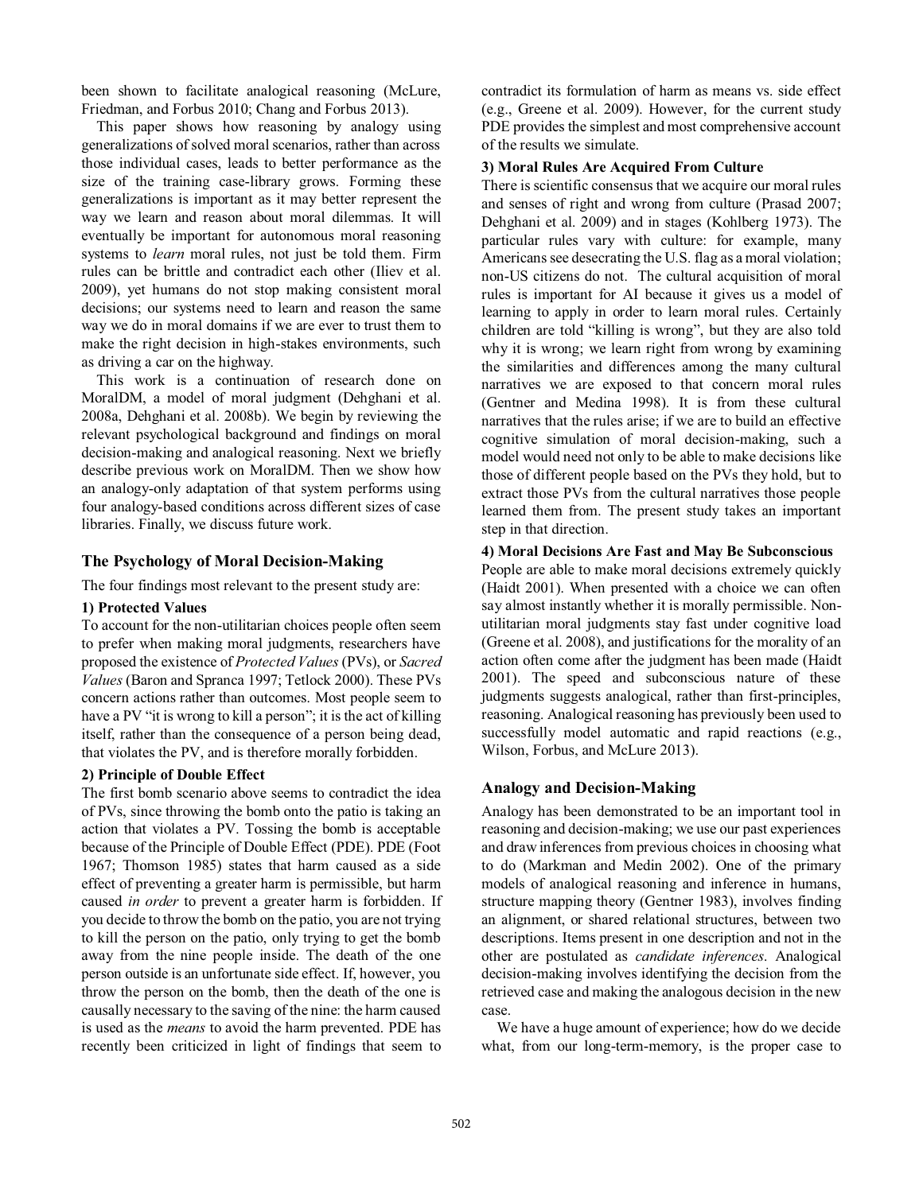been shown to facilitate analogical reasoning (McLure, Friedman, and Forbus 2010; Chang and Forbus 2013).

This paper shows how reasoning by analogy using generalizations of solved moral scenarios, rather than across those individual cases, leads to better performance as the size of the training case-library grows. Forming these generalizations is important as it may better represent the way we learn and reason about moral dilemmas. It will eventually be important for autonomous moral reasoning systems to *learn* moral rules, not just be told them. Firm rules can be brittle and contradict each other (Iliev et al. 2009), yet humans do not stop making consistent moral decisions; our systems need to learn and reason the same way we do in moral domains if we are ever to trust them to make the right decision in high-stakes environments, such as driving a car on the highway.

This work is a continuation of research done on MoralDM, a model of moral judgment (Dehghani et al. 2008a, Dehghani et al. 2008b). We begin by reviewing the relevant psychological background and findings on moral decision-making and analogical reasoning. Next we briefly describe previous work on MoralDM. Then we show how an analogy-only adaptation of that system performs using four analogy-based conditions across different sizes of case libraries. Finally, we discuss future work.

## The Psychology of Moral Decision-Making

The four findings most relevant to the present study are:

### 1) Protected Values

To account for the non-utilitarian choices people often seem to prefer when making moral judgments, researchers have proposed the existence of *Protected Values* (PVs), or *Sacred Values* (Baron and Spranca 1997; Tetlock 2000). These PVs concern actions rather than outcomes. Most people seem to have a PV "it is wrong to kill a person"; it is the act of killing itself, rather than the consequence of a person being dead, that violates the PV, and is therefore morally forbidden.

### 2) Principle of Double Effect

The first bomb scenario above seems to contradict the idea of PVs, since throwing the bomb onto the patio is taking an action that violates a PV. Tossing the bomb is acceptable because of the Principle of Double Effect (PDE). PDE (Foot 1967; Thomson 1985) states that harm caused as a side effect of preventing a greater harm is permissible, but harm caused *in order* to prevent a greater harm is forbidden. If you decide to throw the bomb on the patio, you are not trying to kill the person on the patio, only trying to get the bomb away from the nine people inside. The death of the one person outside is an unfortunate side effect. If, however, you throw the person on the bomb, then the death of the one is causally necessary to the saving of the nine: the harm caused is used as the *means* to avoid the harm prevented. PDE has recently been criticized in light of findings that seem to contradict its formulation of harm as means vs. side effect (e.g., Greene et al. 2009). However, for the current study PDE provides the simplest and most comprehensive account of the results we simulate.

### 3) Moral Rules Are Acquired From Culture

There is scientific consensus that we acquire our moral rules and senses of right and wrong from culture (Prasad 2007; Dehghani et al. 2009) and in stages (Kohlberg 1973). The particular rules vary with culture: for example, many Americans see desecrating the U.S. flag as a moral violation; non-US citizens do not. The cultural acquisition of moral rules is important for AI because it gives us a model of learning to apply in order to learn moral rules. Certainly children are told "killing is wrong", but they are also told why it is wrong; we learn right from wrong by examining the similarities and differences among the many cultural narratives we are exposed to that concern moral rules (Gentner and Medina 1998). It is from these cultural narratives that the rules arise; if we are to build an effective cognitive simulation of moral decision-making, such a model would need not only to be able to make decisions like those of different people based on the PVs they hold, but to extract those PVs from the cultural narratives those people learned them from. The present study takes an important step in that direction.

### 4) Moral Decisions Are Fast and May Be Subconscious

People are able to make moral decisions extremely quickly (Haidt 2001). When presented with a choice we can often say almost instantly whether it is morally permissible. Non-utilitarian moral judgments stay fast under cognitive load (Greene et al. 2008), and justifications for the morality of an action often come after the judgment has been made (Haidt 2001). The speed and subconscious nature of these judgments suggests analogical, rather than first-principles, reasoning. Analogical reasoning has previously been used to successfully model automatic and rapid reactions (e.g., Wilson, Forbus, and McLure 2013).

## Analogy and Decision-Making

Analogy has been demonstrated to be an important tool in reasoning and decision-making; we use our past experiences and draw inferences from previous choices in choosing what to do (Markman and Medin 2002). One of the primary models of analogical reasoning and inference in humans, structure mapping theory (Gentner 1983), involves finding an alignment, or shared relational structures, between two descriptions. Items present in one description and not in the other are postulated as *candidate inferences*. Analogical decision-making involves identifying the decision from the retrieved case and making the analogous decision in the new case.

We have a huge amount of experience; how do we decide what, from our long-term-memory, is the proper case to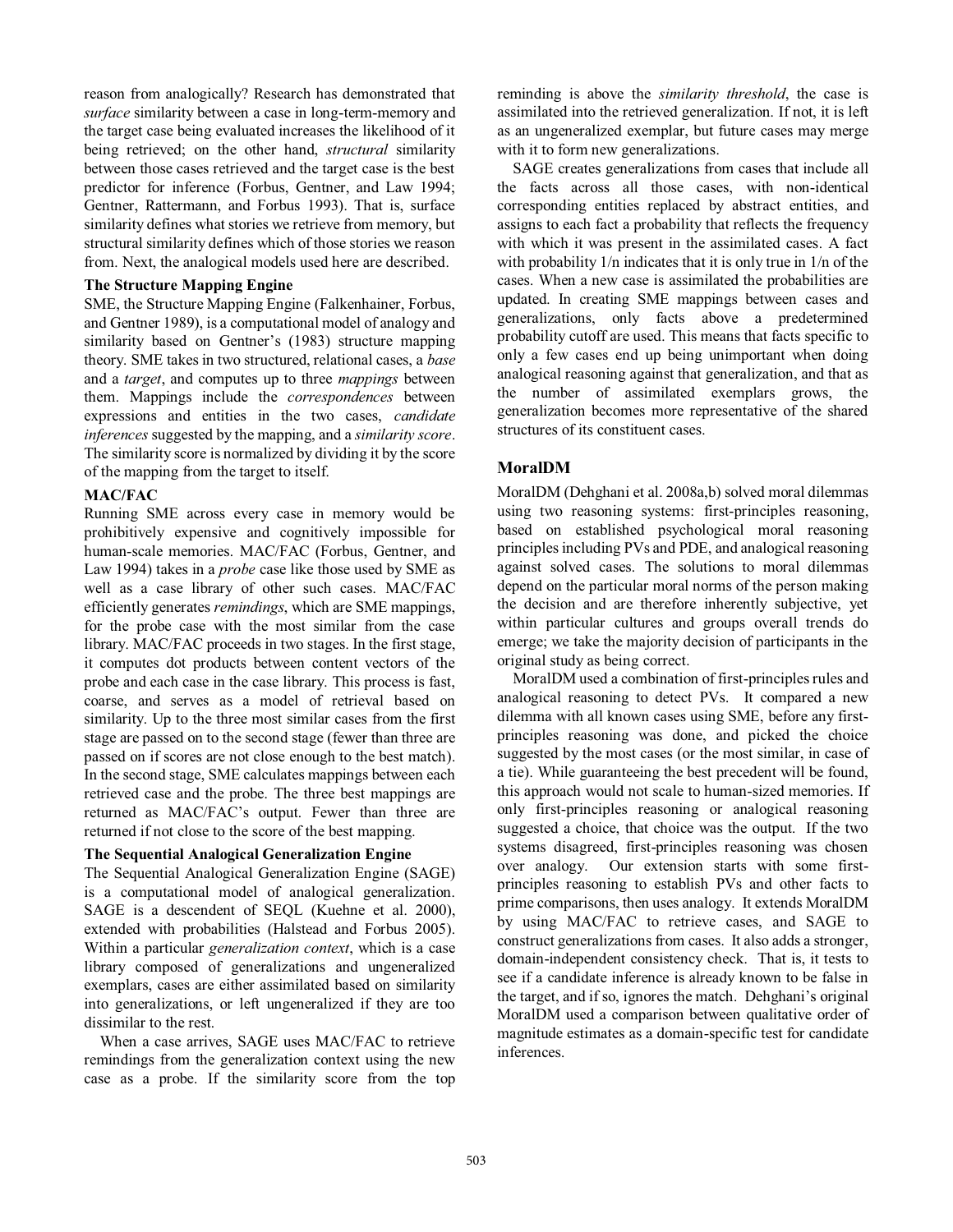reason from analogically? Research has demonstrated that *surface* similarity between a case in long-term-memory and the target case being evaluated increases the likelihood of it being retrieved; on the other hand, *structural* similarity between those cases retrieved and the target case is the best predictor for inference (Forbus, Gentner, and Law 1994; Gentner, Rattermann, and Forbus 1993). That is, surface similarity defines what stories we retrieve from memory, but structural similarity defines which of those stories we reason from. Next, the analogical models used here are described.

### The Structure Mapping Engine

SME, the Structure Mapping Engine (Falkenhainer, Forbus, and Gentner 1989), is a computational model of analogy and similarity based on Gentner's (1983) structure mapping theory. SME takes in two structured, relational cases, a *base* and a *target*, and computes up to three *mappings* between them. Mappings include the *correspondences* between expressions and entities in the two cases, *candidate inferences* suggested by the mapping, and a *similarity score*. The similarity score is normalized by dividing it by the score of the mapping from the target to itself.

### MAC/FAC

Running SME across every case in memory would be prohibitively expensive and cognitively impossible for human-scale memories. MAC/FAC (Forbus, Gentner, and Law 1994) takes in a *probe* case like those used by SME as well as a case library of other such cases. MAC/FAC efficiently generates *remindings*, which are SME mappings, for the probe case with the most similar from the case library. MAC/FAC proceeds in two stages. In the first stage, it computes dot products between content vectors of the probe and each case in the case library. This process is fast, coarse, and serves as a model of retrieval based on similarity. Up to the three most similar cases from the first stage are passed on to the second stage (fewer than three are passed on if scores are not close enough to the best match). In the second stage, SME calculates mappings between each retrieved case and the probe. The three best mappings are returned as MAC/FAC's output. Fewer than three are returned if not close to the score of the best mapping.

### The Sequential Analogical Generalization Engine

The Sequential Analogical Generalization Engine (SAGE) is a computational model of analogical generalization. SAGE is a descendent of SEQL (Kuehne et al. 2000), extended with probabilities (Halstead and Forbus 2005). Within a particular *generalization context*, which is a case library composed of generalizations and ungeneralized exemplars, cases are either assimilated based on similarity into generalizations, or left ungeneralized if they are too dissimilar to the rest.

When a case arrives, SAGE uses MAC/FAC to retrieve remindings from the generalization context using the new case as a probe. If the similarity score from the top reminding is above the *similarity threshold*, the case is assimilated into the retrieved generalization. If not, it is left as an ungeneralized exemplar, but future cases may merge with it to form new generalizations.

SAGE creates generalizations from cases that include all the facts across all those cases, with non-identical corresponding entities replaced by abstract entities, and assigns to each fact a probability that reflects the frequency with which it was present in the assimilated cases. A fact with probability 1/n indicates that it is only true in 1/n of the cases. When a new case is assimilated the probabilities are updated. In creating SME mappings between cases and generalizations, only facts above a predetermined probability cutoff are used. This means that facts specific to only a few cases end up being unimportant when doing analogical reasoning against that generalization, and that as the number of assimilated exemplars grows, the generalization becomes more representative of the shared structures of its constituent cases.

## MoralDM

MoralDM (Dehghani et al. 2008a,b) solved moral dilemmas using two reasoning systems: first-principles reasoning, based on established psychological moral reasoning principles including PVs and PDE, and analogical reasoning against solved cases. The solutions to moral dilemmas depend on the particular moral norms of the person making the decision and are therefore inherently subjective, yet within particular cultures and groups overall trends do emerge; we take the majority decision of participants in the original study as being correct.

MoralDM used a combination of first-principles rules and analogical reasoning to detect PVs. It compared a new dilemma with all known cases using SME, before any first-principles reasoning was done, and picked the choice suggested by the most cases (or the most similar, in case of a tie). While guaranteeing the best precedent will be found, this approach would not scale to human-sized memories. If only first-principles reasoning or analogical reasoning suggested a choice, that choice was the output. If the two systems disagreed, first-principles reasoning was chosen over analogy. Our extension starts with some first-principles reasoning to establish PVs and other facts to prime comparisons, then uses analogy. It extends MoralDM by using MAC/FAC to retrieve cases, and SAGE to construct generalizations from cases. It also adds a stronger, domain-independent consistency check. That is, it tests to see if a candidate inference is already known to be false in the target, and if so, ignores the match. Dehghani's original MoralDM used a comparison between qualitative order of magnitude estimates as a domain-specific test for candidate inferences.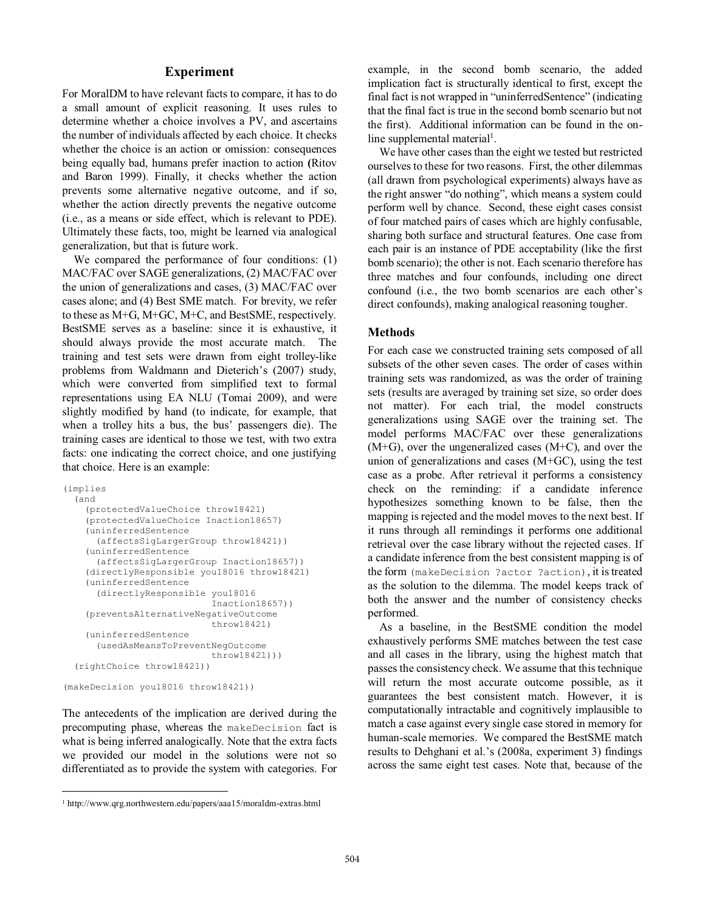## Experiment

For MoralDM to have relevant facts to compare, it has to do a small amount of explicit reasoning. It uses rules to determine whether a choice involves a PV, and ascertains the number of individuals affected by each choice. It checks whether the choice is an action or omission: consequences being equally bad, humans prefer inaction to action (Ritov and Baron 1999). Finally, it checks whether the action prevents some alternative negative outcome, and if so, whether the action directly prevents the negative outcome (i.e., as a means or side effect, which is relevant to PDE). Ultimately these facts, too, might be learned via analogical generalization, but that is future work.

We compared the performance of four conditions: (1) MAC/FAC over SAGE generalizations, (2) MAC/FAC over the union of generalizations and cases, (3) MAC/FAC over cases alone; and (4) Best SME match. For brevity, we refer to these as M+G, M+GC, M+C, and BestSME, respectively. BestSME serves as a baseline: since it is exhaustive, it should always provide the most accurate match. The training and test sets were drawn from eight trolley-like problems from Waldmann and Dieterich's (2007) study, which were converted from simplified text to formal representations using EA NLU (Tomai 2009), and were slightly modified by hand (to indicate, for example, that when a trolley hits a bus, the bus' passengers die). The training cases are identical to those we test, with two extra facts: one indicating the correct choice, and one justifying that choice. Here is an example:

```
(implies
  (and
    (protectedValueChoice throw18421)
    (protectedValueChoice Inaction18657)
    (uninferredSentence
      (affectsSigLargerGroup throw18421))
    (uninferredSentence
      (affectsSigLargerGroup Inaction18657))
    (directlyResponsible you18016 throw18421)
    (uninferredSentence
      (directlyResponsible you18016
                           Inaction18657))
    (preventsAlternativeNegativeOutcome
                           throw18421)
    (uninferredSentence
      (usedAsMeansToPreventNegOutcome
                           throw18421)))
  (rightChoice throw18421))

(makeDecision you18016 throw18421))
```

The antecedents of the implication are derived during the precomputing phase, whereas the `makeDecision` fact is what is being inferred analogically. Note that the extra facts we provided our model in the solutions were not so differentiated as to provide the system with categories. For example, in the second bomb scenario, the added implication fact is structurally identical to first, except the final fact is not wrapped in "uninferredSentence" (indicating that the final fact is true in the second bomb scenario but not the first). Additional information can be found in the on-line supplemental material[1].

We have other cases than the eight we tested but restricted ourselves to these for two reasons. First, the other dilemmas (all drawn from psychological experiments) always have as the right answer "do nothing", which means a system could perform well by chance. Second, these eight cases consist of four matched pairs of cases which are highly confusable, sharing both surface and structural features. One case from each pair is an instance of PDE acceptability (like the first bomb scenario); the other is not. Each scenario therefore has three matches and four confounds, including one direct confound (i.e., the two bomb scenarios are each other's direct confounds), making analogical reasoning tougher.

### Methods

For each case we constructed training sets composed of all subsets of the other seven cases. The order of cases within training sets was randomized, as was the order of training sets (results are averaged by training set size, so order does not matter). For each trial, the model constructs generalizations using SAGE over the training set. The model performs MAC/FAC over these generalizations (M+G), over the ungeneralized cases (M+C), and over the union of generalizations and cases (M+GC), using the test case as a probe. After retrieval it performs a consistency check on the reminding: if a candidate inference hypothesizes something known to be false, then the mapping is rejected and the model moves to the next best. If it runs through all remindings it performs one additional retrieval over the case library without the rejected cases. If a candidate inference from the best consistent mapping is of the form `(makeDecision ?actor ?action)`, it is treated as the solution to the dilemma. The model keeps track of both the answer and the number of consistency checks performed.

As a baseline, in the BestSME condition the model exhaustively performs SME matches between the test case and all cases in the library, using the highest match that passes the consistency check. We assume that this technique will return the most accurate outcome possible, as it guarantees the best consistent match. However, it is computationally intractable and cognitively implausible to match a case against every single case stored in memory for human-scale memories. We compared the BestSME match results to Dehghani et al.'s (2008a, experiment 3) findings across the same eight test cases. Note that, because of the

[1] http://www.qrg.northwestern.edu/papers/aaa15/moraldm-extras.html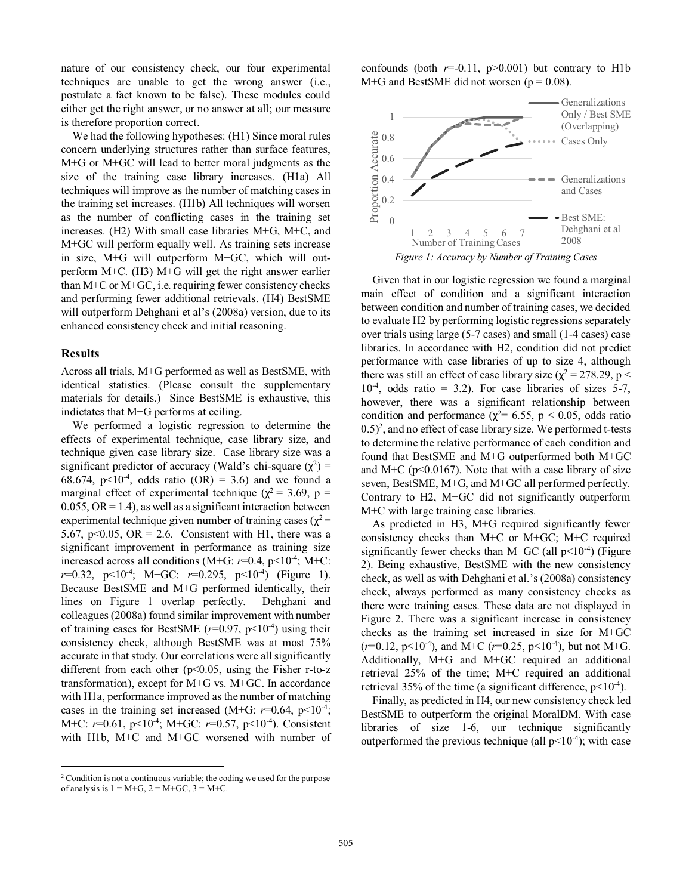nature of our consistency check, our four experimental techniques are unable to get the wrong answer (i.e., postulate a fact known to be false). These modules could either get the right answer, or no answer at all; our measure is therefore proportion correct.

We had the following hypotheses: (H1) Since moral rules concern underlying structures rather than surface features, M+G or M+GC will lead to better moral judgments as the size of the training case library increases. (H1a) All techniques will improve as the number of matching cases in the training set increases. (H1b) All techniques will worsen as the number of conflicting cases in the training set increases. (H2) With small case libraries M+G, M+C, and M+GC will perform equally well. As training sets increase in size, M+G will outperform M+GC, which will outperform M+C. (H3) M+G will get the right answer earlier than M+C or M+GC, i.e. requiring fewer consistency checks and performing fewer additional retrievals. (H4) BestSME will outperform Dehghani et al's (2008a) version, due to its enhanced consistency check and initial reasoning.

## Results

Across all trials, M+G performed as well as BestSME, with identical statistics. (Please consult the supplementary materials for details.) Since BestSME is exhaustive, this indictates that M+G performs at ceiling.

We performed a logistic regression to determine the effects of experimental technique, case library size, and technique given case library size. Case library size was a significant predictor of accuracy (Wald's chi-square ($\chi^2$) = 68.674, $p<10^{-4}$, odds ratio (OR) = 3.6) and we found a marginal effect of experimental technique ($\chi^2$ = 3.69, p = 0.055, OR = 1.4), as well as a significant interaction between experimental technique given number of training cases ($\chi^2$ = 5.67, $p<0.05$, OR = 2.6. Consistent with H1, there was a significant improvement in performance as training size increased across all conditions (M+G: $r$=0.4, $p<10^{-4}$; M+C: $r$=0.32, $p<10^{-4}$; M+GC: $r$=0.295, $p<10^{-4}$) (Figure 1). Because BestSME and M+G performed identically, their lines on Figure 1 overlap perfectly. Dehghani and colleagues (2008a) found similar improvement with number of training cases for BestSME ($r$=0.97, $p<10^{-4}$) using their consistency check, although BestSME was at most 75% accurate in that study. Our correlations were all significantly different from each other ($p<0.05$, using the Fisher r-to-z transformation), except for M+G vs. M+GC. In accordance with H1a, performance improved as the number of matching cases in the training set increased (M+G: $r$=0.64, $p<10^{-4}$; M+C: $r$=0.61, $p<10^{-4}$; M+GC: $r$=0.57, $p<10^{-4}$). Consistent with H1b, M+C and M+GC worsened with number of confounds (both $r$=-0.11, $p>0.001$) but contrary to H1b M+G and BestSME did not worsen (p = 0.08).

*Figure 1: Accuracy by Number of Training Cases*

Given that in our logistic regression we found a marginal main effect of condition and a significant interaction between condition and number of training cases, we decided to evaluate H2 by performing logistic regressions separately over trials using large (5-7 cases) and small (1-4 cases) case libraries. In accordance with H2, condition did not predict performance with case libraries of up to size 4, although there was still an effect of case library size ($\chi^2$ = 278.29, $p < 10^{-4}$, odds ratio = 3.2). For case libraries of sizes 5-7, however, there was a significant relationship between condition and performance ($\chi^2$= 6.55, $p < 0.05$, odds ratio 0.5)[2], and no effect of case library size. We performed t-tests to determine the relative performance of each condition and found that BestSME and M+G outperformed both M+GC and M+C ($p<0.0167$). Note that with a case library of size seven, BestSME, M+G, and M+GC all performed perfectly. Contrary to H2, M+GC did not significantly outperform M+C with large training case libraries.

As predicted in H3, M+G required significantly fewer consistency checks than M+C or M+GC; M+C required significantly fewer checks than M+GC (all $p<10^{-4}$) (Figure 2). Being exhaustive, BestSME with the new consistency check, as well as with Dehghani et al.'s (2008a) consistency check, always performed as many consistency checks as there were training cases. These data are not displayed in Figure 2. There was a significant increase in consistency checks as the training set increased in size for M+GC ($r$=0.12, $p<10^{-4}$), and M+C ($r$=0.25, $p<10^{-4}$), but not M+G. Additionally, M+G and M+GC required an additional retrieval 25% of the time; M+C required an additional retrieval 35% of the time (a significant difference, $p<10^{-4}$).

Finally, as predicted in H4, our new consistency check led BestSME to outperform the original MoralDM. With case libraries of size 1-6, our technique significantly outperformed the previous technique (all $p<10^{-4}$); with case

[2] Condition is not a continuous variable; the coding we used for the purpose of analysis is 1 = M+G, 2 = M+GC, 3 = M+C.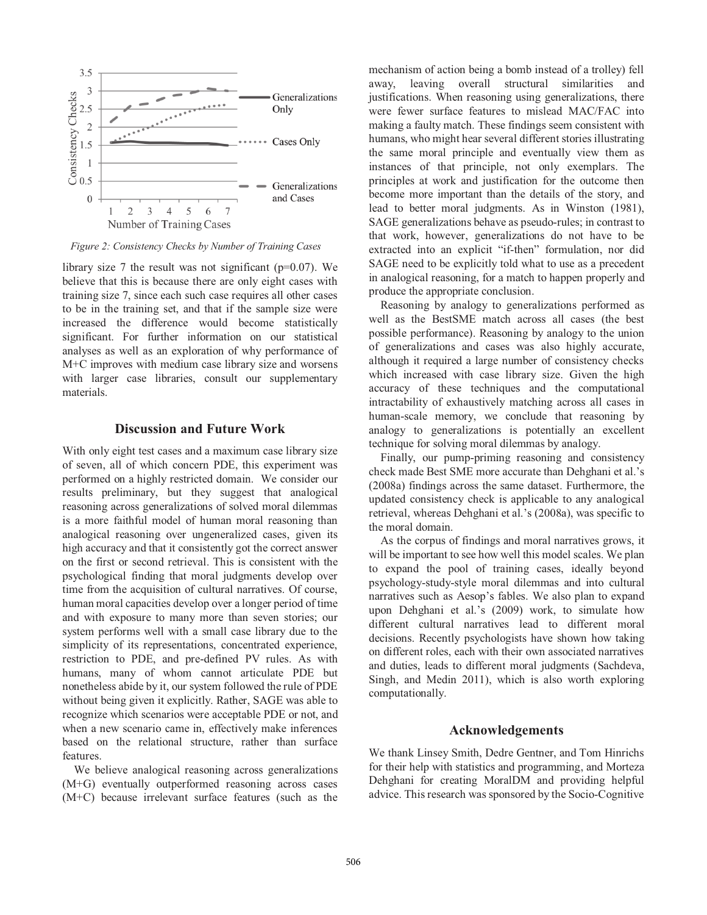*Figure 2: Consistency Checks by Number of Training Cases*

library size 7 the result was not significant (p=0.07). We believe that this is because there are only eight cases with training size 7, since each such case requires all other cases to be in the training set, and that if the sample size were increased the difference would become statistically significant. For further information on our statistical analyses as well as an exploration of why performance of M+C improves with medium case library size and worsens with larger case libraries, consult our supplementary materials.

## Discussion and Future Work

With only eight test cases and a maximum case library size of seven, all of which concern PDE, this experiment was performed on a highly restricted domain. We consider our results preliminary, but they suggest that analogical reasoning across generalizations of solved moral dilemmas is a more faithful model of human moral reasoning than analogical reasoning over ungeneralized cases, given its high accuracy and that it consistently got the correct answer on the first or second retrieval. This is consistent with the psychological finding that moral judgments develop over time from the acquisition of cultural narratives. Of course, human moral capacities develop over a longer period of time and with exposure to many more than seven stories; our system performs well with a small case library due to the simplicity of its representations, concentrated experience, restriction to PDE, and pre-defined PV rules. As with humans, many of whom cannot articulate PDE but nonetheless abide by it, our system followed the rule of PDE without being given it explicitly. Rather, SAGE was able to recognize which scenarios were acceptable PDE or not, and when a new scenario came in, effectively make inferences based on the relational structure, rather than surface features.

We believe analogical reasoning across generalizations (M+G) eventually outperformed reasoning across cases (M+C) because irrelevant surface features (such as the mechanism of action being a bomb instead of a trolley) fell away, leaving overall structural similarities and justifications. When reasoning using generalizations, there were fewer surface features to mislead MAC/FAC into making a faulty match. These findings seem consistent with humans, who might hear several different stories illustrating the same moral principle and eventually view them as instances of that principle, not only exemplars. The principles at work and justification for the outcome then become more important than the details of the story, and lead to better moral judgments. As in Winston (1981), SAGE generalizations behave as pseudo-rules; in contrast to that work, however, generalizations do not have to be extracted into an explicit "if-then" formulation, nor did SAGE need to be explicitly told what to use as a precedent in analogical reasoning, for a match to happen properly and produce the appropriate conclusion.

Reasoning by analogy to generalizations performed as well as the BestSME match across all cases (the best possible performance). Reasoning by analogy to the union of generalizations and cases was also highly accurate, although it required a large number of consistency checks which increased with case library size. Given the high accuracy of these techniques and the computational intractability of exhaustively matching across all cases in human-scale memory, we conclude that reasoning by analogy to generalizations is potentially an excellent technique for solving moral dilemmas by analogy.

Finally, our pump-priming reasoning and consistency check made Best SME more accurate than Dehghani et al.'s (2008a) findings across the same dataset. Furthermore, the updated consistency check is applicable to any analogical retrieval, whereas Dehghani et al.'s (2008a), was specific to the moral domain.

As the corpus of findings and moral narratives grows, it will be important to see how well this model scales. We plan to expand the pool of training cases, ideally beyond psychology-study-style moral dilemmas and into cultural narratives such as Aesop's fables. We also plan to expand upon Dehghani et al.'s (2009) work, to simulate how different cultural narratives lead to different moral decisions. Recently psychologists have shown how taking on different roles, each with their own associated narratives and duties, leads to different moral judgments (Sachdeva, Singh, and Medin 2011), which is also worth exploring computationally.

## Acknowledgements

We thank Linsey Smith, Dedre Gentner, and Tom Hinrichs for their help with statistics and programming, and Morteza Dehghani for creating MoralDM and providing helpful advice. This research was sponsored by the Socio-Cognitive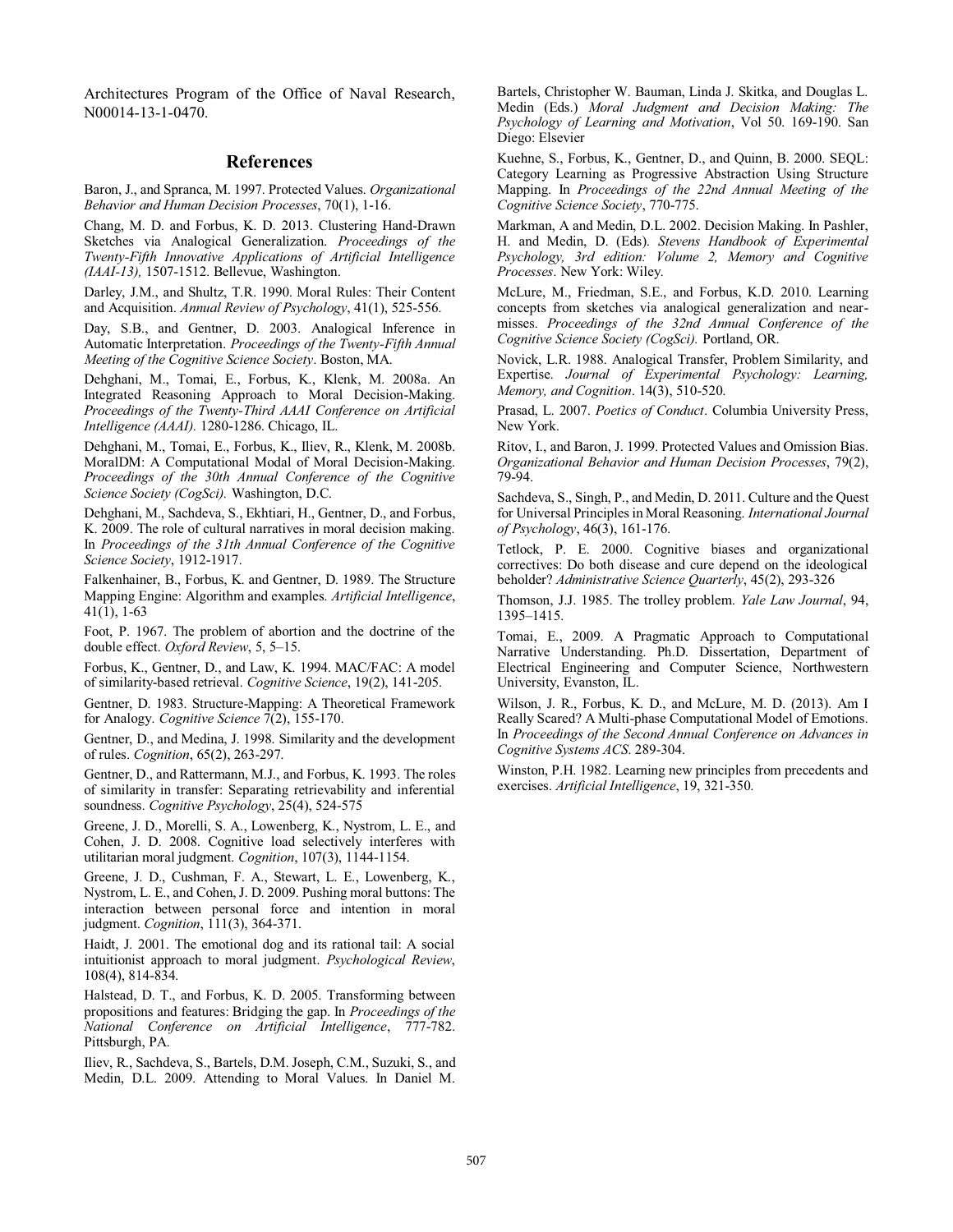Architectures Program of the Office of Naval Research, N00014-13-1-0470.

## References

Baron, J., and Spranca, M. 1997. Protected Values. *Organizational Behavior and Human Decision Processes*, 70(1), 1-16.

Chang, M. D. and Forbus, K. D. 2013. Clustering Hand-Drawn Sketches via Analogical Generalization. *Proceedings of the Twenty-Fifth Innovative Applications of Artificial Intelligence (IAAI-13),* 1507-1512. Bellevue, Washington.

Darley, J.M., and Shultz, T.R. 1990. Moral Rules: Their Content and Acquisition. *Annual Review of Psychology*, 41(1), 525-556.

Day, S.B., and Gentner, D. 2003. Analogical Inference in Automatic Interpretation. *Proceedings of the Twenty-Fifth Annual Meeting of the Cognitive Science Society*. Boston, MA.

Dehghani, M., Tomai, E., Forbus, K., Klenk, M. 2008a. An Integrated Reasoning Approach to Moral Decision-Making. *Proceedings of the Twenty-Third AAAI Conference on Artificial Intelligence (AAAI).* 1280-1286. Chicago, IL.

Dehghani, M., Tomai, E., Forbus, K., Iliev, R., Klenk, M. 2008b. MoralDM: A Computational Modal of Moral Decision-Making. *Proceedings of the 30th Annual Conference of the Cognitive Science Society (CogSci).* Washington, D.C.

Dehghani, M., Sachdeva, S., Ekhtiari, H., Gentner, D., and Forbus, K. 2009. The role of cultural narratives in moral decision making. In *Proceedings of the 31th Annual Conference of the Cognitive Science Society*, 1912-1917.

Falkenhainer, B., Forbus, K. and Gentner, D. 1989. The Structure Mapping Engine: Algorithm and examples. *Artificial Intelligence*, 41(1), 1-63

Foot, P. 1967. The problem of abortion and the doctrine of the double effect. *Oxford Review*, 5, 5–15.

Forbus, K., Gentner, D., and Law, K. 1994. MAC/FAC: A model of similarity-based retrieval. *Cognitive Science*, 19(2), 141-205.

Gentner, D. 1983. Structure-Mapping: A Theoretical Framework for Analogy. *Cognitive Science* 7(2), 155-170.

Gentner, D., and Medina, J. 1998. Similarity and the development of rules. *Cognition*, 65(2), 263-297.

Gentner, D., and Rattermann, M.J., and Forbus, K. 1993. The roles of similarity in transfer: Separating retrievability and inferential soundness. *Cognitive Psychology*, 25(4), 524-575

Greene, J. D., Morelli, S. A., Lowenberg, K., Nystrom, L. E., and Cohen, J. D. 2008. Cognitive load selectively interferes with utilitarian moral judgment. *Cognition*, 107(3), 1144-1154.

Greene, J. D., Cushman, F. A., Stewart, L. E., Lowenberg, K., Nystrom, L. E., and Cohen, J. D. 2009. Pushing moral buttons: The interaction between personal force and intention in moral judgment. *Cognition*, 111(3), 364-371.

Haidt, J. 2001. The emotional dog and its rational tail: A social intuitionist approach to moral judgment. *Psychological Review*, 108(4), 814-834.

Halstead, D. T., and Forbus, K. D. 2005. Transforming between propositions and features: Bridging the gap. In *Proceedings of the National Conference on Artificial Intelligence*, 777-782. Pittsburgh, PA.

Iliev, R., Sachdeva, S., Bartels, D.M. Joseph, C.M., Suzuki, S., and Medin, D.L. 2009. Attending to Moral Values. In Daniel M. Bartels, Christopher W. Bauman, Linda J. Skitka, and Douglas L. Medin (Eds.) *Moral Judgment and Decision Making: The Psychology of Learning and Motivation*, Vol 50. 169-190. San Diego: Elsevier

Kuehne, S., Forbus, K., Gentner, D., and Quinn, B. 2000. SEQL: Category Learning as Progressive Abstraction Using Structure Mapping. In *Proceedings of the 22nd Annual Meeting of the Cognitive Science Society*, 770-775.

Markman, A and Medin, D.L. 2002. Decision Making. In Pashler, H. and Medin, D. (Eds). *Stevens Handbook of Experimental Psychology, 3rd edition: Volume 2, Memory and Cognitive Processes*. New York: Wiley.

McLure, M., Friedman, S.E., and Forbus, K.D. 2010. Learning concepts from sketches via analogical generalization and near-misses. *Proceedings of the 32nd Annual Conference of the Cognitive Science Society (CogSci).* Portland, OR.

Novick, L.R. 1988. Analogical Transfer, Problem Similarity, and Expertise. *Journal of Experimental Psychology: Learning, Memory, and Cognition*. 14(3), 510-520.

Prasad, L. 2007. *Poetics of Conduct*. Columbia University Press, New York.

Ritov, I., and Baron, J. 1999. Protected Values and Omission Bias. *Organizational Behavior and Human Decision Processes*, 79(2), 79-94.

Sachdeva, S., Singh, P., and Medin, D. 2011. Culture and the Quest for Universal Principles in Moral Reasoning. *International Journal of Psychology*, 46(3), 161-176.

Tetlock, P. E. 2000. Cognitive biases and organizational correctives: Do both disease and cure depend on the ideological beholder? *Administrative Science Quarterly*, 45(2), 293-326

Thomson, J.J. 1985. The trolley problem. *Yale Law Journal*, 94, 1395–1415.

Tomai, E., 2009. A Pragmatic Approach to Computational Narrative Understanding. Ph.D. Dissertation, Department of Electrical Engineering and Computer Science, Northwestern University, Evanston, IL.

Wilson, J. R., Forbus, K. D., and McLure, M. D. (2013). Am I Really Scared? A Multi-phase Computational Model of Emotions. In *Proceedings of the Second Annual Conference on Advances in Cognitive Systems ACS*. 289-304.

Winston, P.H. 1982. Learning new principles from precedents and exercises. *Artificial Intelligence*, 19, 321-350.